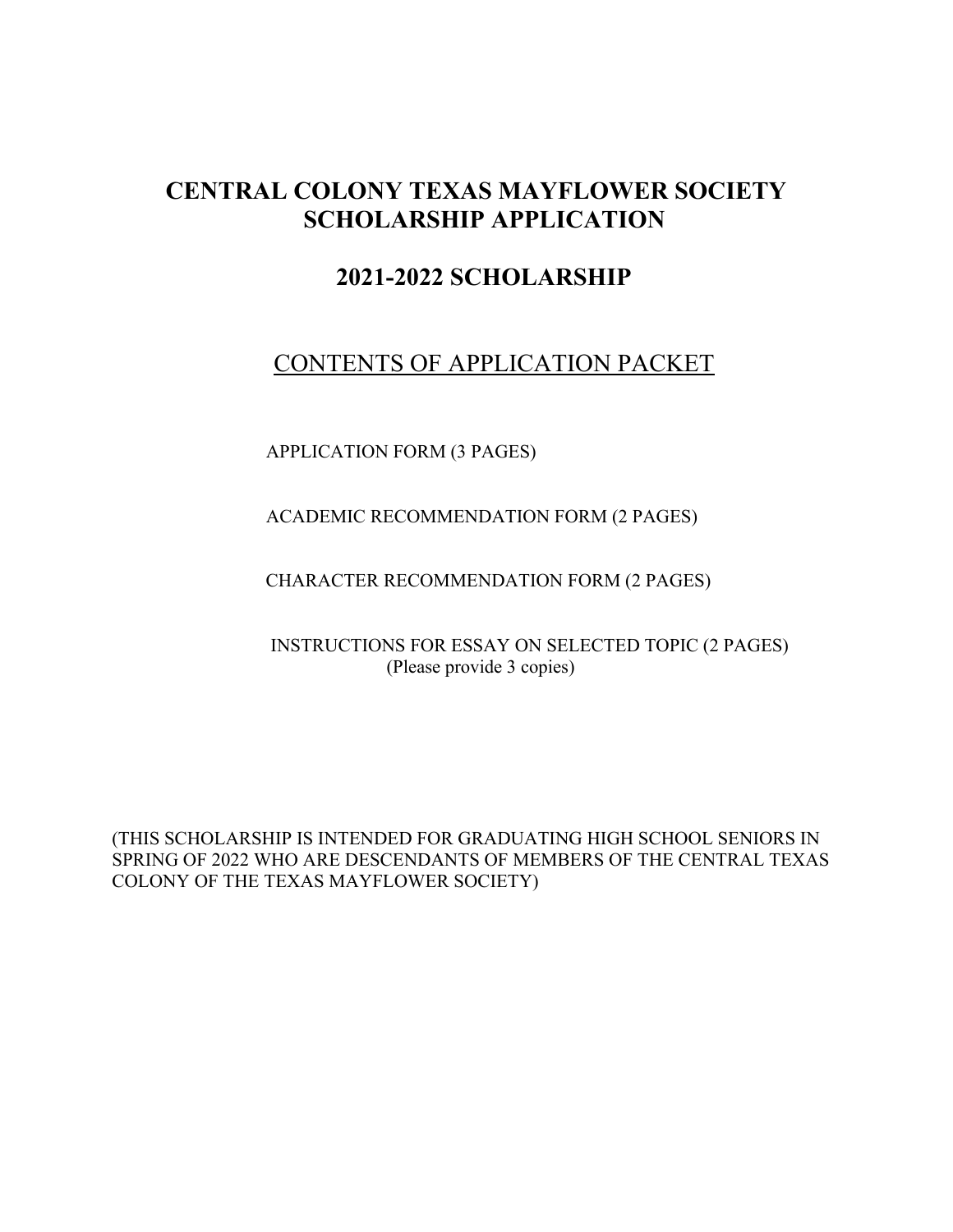# CENTRAL COLONY TEXAS MAYFLOWER SOCIETY SCHOLARSHIP APPLICATION

## 2021-2022 SCHOLARSHIP

### CONTENTS OF APPLICATION PACKET

APPLICATION FORM (3 PAGES)

ACADEMIC RECOMMENDATION FORM (2 PAGES)

CHARACTER RECOMMENDATION FORM (2 PAGES)

INSTRUCTIONS FOR ESSAY ON SELECTED TOPIC (2 PAGES)
(Please provide 3 copies)

(THIS SCHOLARSHIP IS INTENDED FOR GRADUATING HIGH SCHOOL SENIORS IN SPRING OF 2022 WHO ARE DESCENDANTS OF MEMBERS OF THE CENTRAL TEXAS COLONY OF THE TEXAS MAYFLOWER SOCIETY)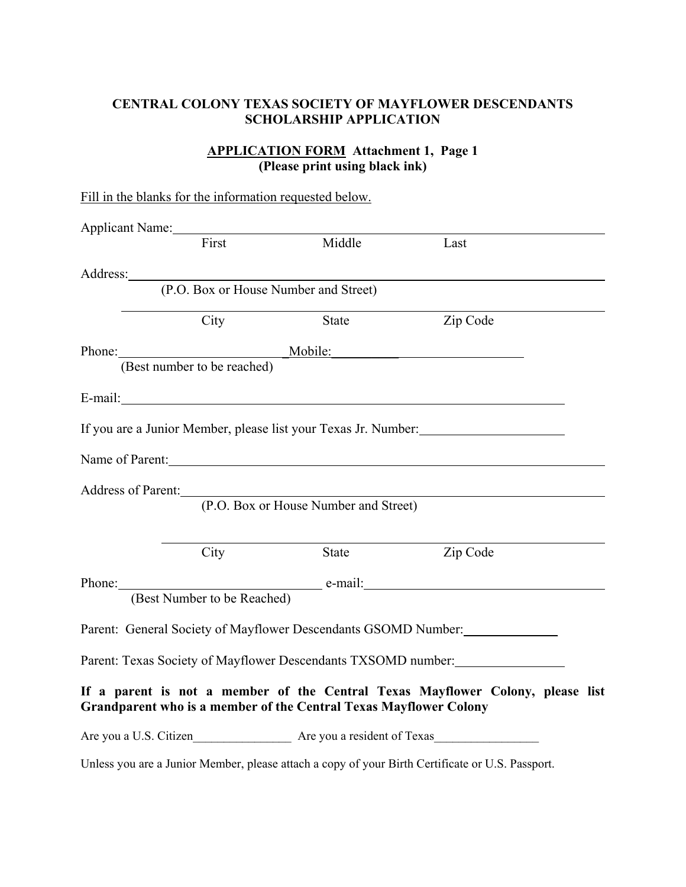**CENTRAL COLONY TEXAS SOCIETY OF MAYFLOWER DESCENDANTS**
**SCHOLARSHIP APPLICATION**

**APPLICATION FORM Attachment 1, Page 1**
**(Please print using black ink)**

Fill in the blanks for the information requested below.

Applicant Name:______________________________________________________
First Middle Last

Address:____________________________________________________________
(P.O. Box or House Number and Street)

____________________________________________________________
City State Zip Code

Phone:_________________________ Mobile:_____________________________
(Best number to be reached)

E-mail:______________________________________________________________

If you are a Junior Member, please list your Texas Jr. Number:______________________

Name of Parent:______________________________________________________

Address of Parent:____________________________________________________
(P.O. Box or House Number and Street)

____________________________________________________________
City State Zip Code

Phone:______________________________ e-mail:_______________________________
(Best Number to be Reached)

Parent: General Society of Mayflower Descendants GSOMD Number:______________

Parent: Texas Society of Mayflower Descendants TXSOMD number:________________

**If a parent is not a member of the Central Texas Mayflower Colony, please list Grandparent who is a member of the Central Texas Mayflower Colony**

Are you a U.S. Citizen________________ Are you a resident of Texas_________________

Unless you are a Junior Member, please attach a copy of your Birth Certificate or U.S. Passport.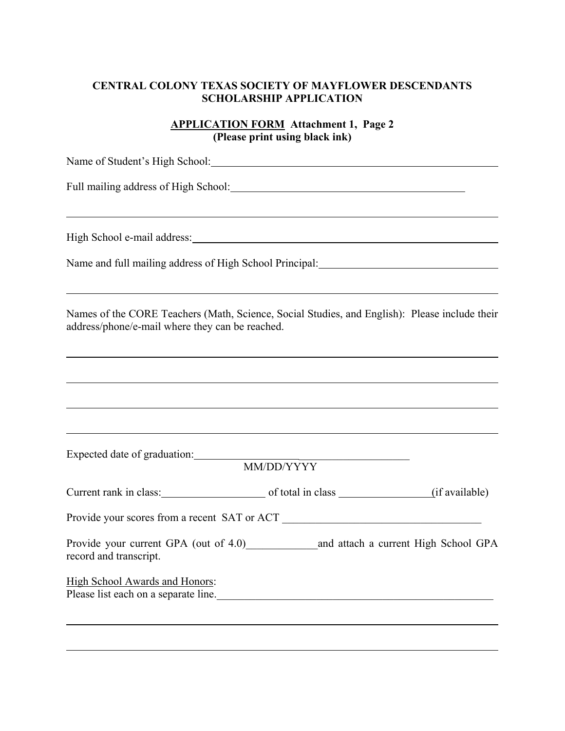**CENTRAL COLONY TEXAS SOCIETY OF MAYFLOWER DESCENDANTS SCHOLARSHIP APPLICATION**

**APPLICATION FORM Attachment 1, Page 2**
**(Please print using black ink)**

Name of Student's High School:_______________________________________________

Full mailing address of High School:_________________________________________

_____________________________________________________________________________

High School e-mail address:__________________________________________________

Name and full mailing address of High School Principal:______________________

_____________________________________________________________________________

Names of the CORE Teachers (Math, Science, Social Studies, and English): Please include their address/phone/e-mail where they can be reached.

_____________________________________________________________________________

_____________________________________________________________________________

_____________________________________________________________________________

_____________________________________________________________________________

Expected date of graduation:________________________________________
MM/DD/YYYY

Current rank in class:___________________ of total in class _________________(if available)

Provide your scores from a recent SAT or ACT ______________________________________

Provide your current GPA (out of 4.0)_____________and attach a current High School GPA record and transcript.

High School Awards and Honors:
Please list each on a separate line.______________________________________________

_____________________________________________________________________________

_____________________________________________________________________________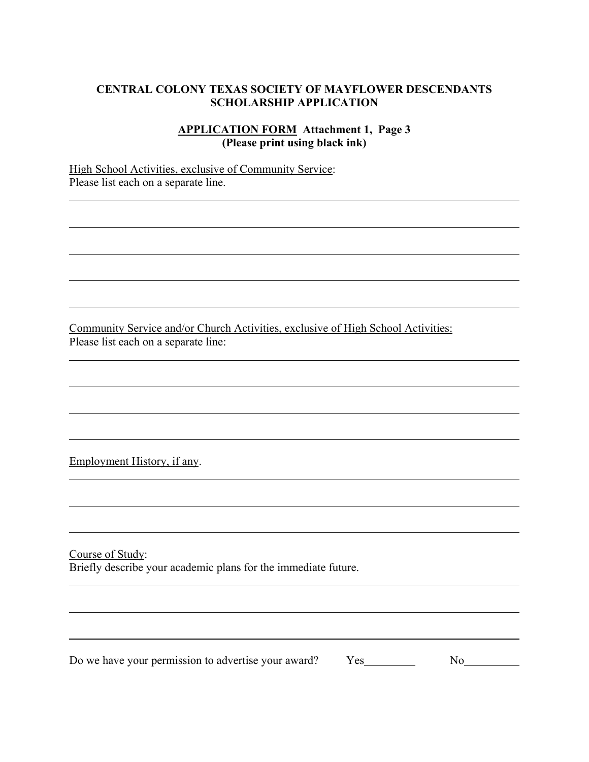**CENTRAL COLONY TEXAS SOCIETY OF MAYFLOWER DESCENDANTS**
**SCHOLARSHIP APPLICATION**

**<u>APPLICATION FORM</u> Attachment 1, Page 3**
**(Please print using black ink)**

<u>High School Activities, exclusive of Community Service</u>:
Please list each on a separate line.

\_\_\_\_\_\_\_\_\_\_\_\_\_\_\_\_\_\_\_\_\_\_\_\_\_\_\_\_\_\_\_\_\_\_\_\_\_\_\_\_\_\_\_\_\_\_\_\_\_\_\_\_\_\_\_\_\_\_\_\_

\_\_\_\_\_\_\_\_\_\_\_\_\_\_\_\_\_\_\_\_\_\_\_\_\_\_\_\_\_\_\_\_\_\_\_\_\_\_\_\_\_\_\_\_\_\_\_\_\_\_\_\_\_\_\_\_\_\_\_\_

\_\_\_\_\_\_\_\_\_\_\_\_\_\_\_\_\_\_\_\_\_\_\_\_\_\_\_\_\_\_\_\_\_\_\_\_\_\_\_\_\_\_\_\_\_\_\_\_\_\_\_\_\_\_\_\_\_\_\_\_

\_\_\_\_\_\_\_\_\_\_\_\_\_\_\_\_\_\_\_\_\_\_\_\_\_\_\_\_\_\_\_\_\_\_\_\_\_\_\_\_\_\_\_\_\_\_\_\_\_\_\_\_\_\_\_\_\_\_\_\_

\_\_\_\_\_\_\_\_\_\_\_\_\_\_\_\_\_\_\_\_\_\_\_\_\_\_\_\_\_\_\_\_\_\_\_\_\_\_\_\_\_\_\_\_\_\_\_\_\_\_\_\_\_\_\_\_\_\_\_\_

<u>Community Service and/or Church Activities, exclusive of High School Activities:</u>
Please list each on a separate line:

\_\_\_\_\_\_\_\_\_\_\_\_\_\_\_\_\_\_\_\_\_\_\_\_\_\_\_\_\_\_\_\_\_\_\_\_\_\_\_\_\_\_\_\_\_\_\_\_\_\_\_\_\_\_\_\_\_\_\_\_

\_\_\_\_\_\_\_\_\_\_\_\_\_\_\_\_\_\_\_\_\_\_\_\_\_\_\_\_\_\_\_\_\_\_\_\_\_\_\_\_\_\_\_\_\_\_\_\_\_\_\_\_\_\_\_\_\_\_\_\_

\_\_\_\_\_\_\_\_\_\_\_\_\_\_\_\_\_\_\_\_\_\_\_\_\_\_\_\_\_\_\_\_\_\_\_\_\_\_\_\_\_\_\_\_\_\_\_\_\_\_\_\_\_\_\_\_\_\_\_\_

\_\_\_\_\_\_\_\_\_\_\_\_\_\_\_\_\_\_\_\_\_\_\_\_\_\_\_\_\_\_\_\_\_\_\_\_\_\_\_\_\_\_\_\_\_\_\_\_\_\_\_\_\_\_\_\_\_\_\_\_

<u>Employment History, if any</u>.

\_\_\_\_\_\_\_\_\_\_\_\_\_\_\_\_\_\_\_\_\_\_\_\_\_\_\_\_\_\_\_\_\_\_\_\_\_\_\_\_\_\_\_\_\_\_\_\_\_\_\_\_\_\_\_\_\_\_\_\_

\_\_\_\_\_\_\_\_\_\_\_\_\_\_\_\_\_\_\_\_\_\_\_\_\_\_\_\_\_\_\_\_\_\_\_\_\_\_\_\_\_\_\_\_\_\_\_\_\_\_\_\_\_\_\_\_\_\_\_\_

\_\_\_\_\_\_\_\_\_\_\_\_\_\_\_\_\_\_\_\_\_\_\_\_\_\_\_\_\_\_\_\_\_\_\_\_\_\_\_\_\_\_\_\_\_\_\_\_\_\_\_\_\_\_\_\_\_\_\_\_

<u>Course of Study</u>:
Briefly describe your academic plans for the immediate future.

\_\_\_\_\_\_\_\_\_\_\_\_\_\_\_\_\_\_\_\_\_\_\_\_\_\_\_\_\_\_\_\_\_\_\_\_\_\_\_\_\_\_\_\_\_\_\_\_\_\_\_\_\_\_\_\_\_\_\_\_

\_\_\_\_\_\_\_\_\_\_\_\_\_\_\_\_\_\_\_\_\_\_\_\_\_\_\_\_\_\_\_\_\_\_\_\_\_\_\_\_\_\_\_\_\_\_\_\_\_\_\_\_\_\_\_\_\_\_\_\_

\_\_\_\_\_\_\_\_\_\_\_\_\_\_\_\_\_\_\_\_\_\_\_\_\_\_\_\_\_\_\_\_\_\_\_\_\_\_\_\_\_\_\_\_\_\_\_\_\_\_\_\_\_\_\_\_\_\_\_\_

Do we have your permission to advertise your award? Yes\_\_\_\_\_\_\_\_\_ No\_\_\_\_\_\_\_\_\_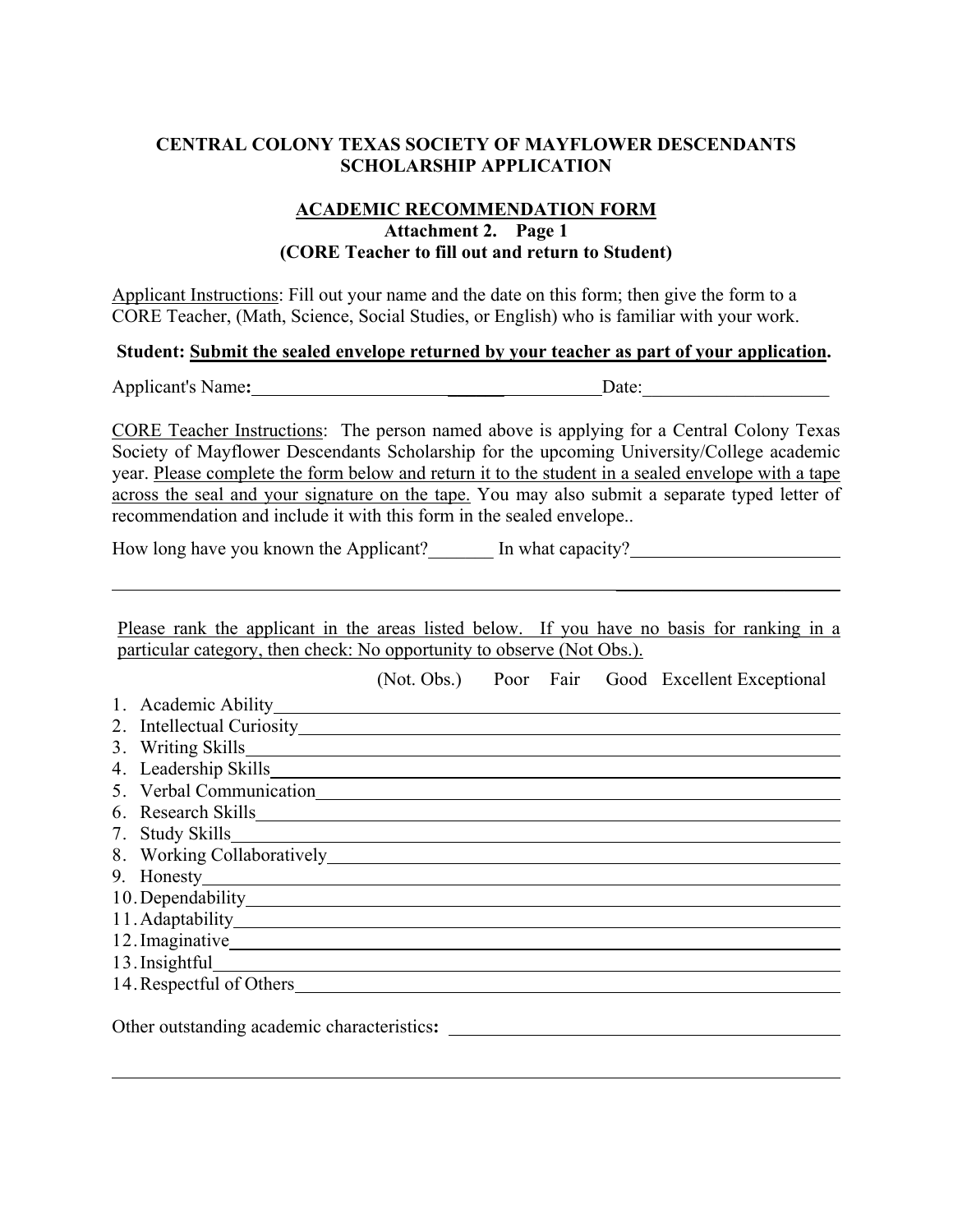**CENTRAL COLONY TEXAS SOCIETY OF MAYFLOWER DESCENDANTS SCHOLARSHIP APPLICATION**

**ACADEMIC RECOMMENDATION FORM**
**Attachment 2. Page 1**
**(CORE Teacher to fill out and return to Student)**

Applicant Instructions: Fill out your name and the date on this form; then give the form to a CORE Teacher, (Math, Science, Social Studies, or English) who is familiar with your work.

**Student: Submit the sealed envelope returned by your teacher as part of your application.**

Applicant's Name**:**\_\_\_\_\_\_\_\_\_\_\_\_\_\_\_\_\_\_\_\_\_\_\_\_\_\_\_\_\_\_\_\_\_\_\_\_\_\_\_\_Date:\_\_\_\_\_\_\_\_\_\_\_\_\_\_\_\_\_\_\_\_

CORE Teacher Instructions: The person named above is applying for a Central Colony Texas Society of Mayflower Descendants Scholarship for the upcoming University/College academic year. Please complete the form below and return it to the student in a sealed envelope with a tape across the seal and your signature on the tape. You may also submit a separate typed letter of recommendation and include it with this form in the sealed envelope..

How long have you known the Applicant?\_\_\_\_\_\_\_ In what capacity?\_\_\_\_\_\_\_\_\_\_\_\_\_\_\_\_\_\_\_\_\_\_\_

\_\_\_\_\_\_\_\_\_\_\_\_\_\_\_\_\_\_\_\_\_\_\_\_\_\_\_\_\_\_\_\_\_\_\_\_\_\_\_\_\_\_\_\_\_\_\_\_\_\_\_\_\_\_\_\_\_\_\_\_\_\_\_\_\_\_\_\_\_\_\_\_\_\_\_\_

Please rank the applicant in the areas listed below. If you have no basis for ranking in a particular category, then check: No opportunity to observe (Not Obs.).

| | (Not. Obs.) | Poor | Fair | Good | Excellent | Exceptional |
|---|---|---|---|---|---|---|
| 1. Academic Ability | | | | | | |
| 2. Intellectual Curiosity | | | | | | |
| 3. Writing Skills | | | | | | |
| 4. Leadership Skills | | | | | | |
| 5. Verbal Communication | | | | | | |
| 6. Research Skills | | | | | | |
| 7. Study Skills | | | | | | |
| 8. Working Collaboratively | | | | | | |
| 9. Honesty | | | | | | |
| 10. Dependability | | | | | | |
| 11. Adaptability | | | | | | |
| 12. Imaginative | | | | | | |
| 13. Insightful | | | | | | |
| 14. Respectful of Others | | | | | | |

Other outstanding academic characteristics**:** \_\_\_\_\_\_\_\_\_\_\_\_\_\_\_\_\_\_\_\_\_\_\_\_\_\_\_\_\_\_\_\_\_\_\_\_\_\_\_\_\_\_\_\_\_\_\_\_

\_\_\_\_\_\_\_\_\_\_\_\_\_\_\_\_\_\_\_\_\_\_\_\_\_\_\_\_\_\_\_\_\_\_\_\_\_\_\_\_\_\_\_\_\_\_\_\_\_\_\_\_\_\_\_\_\_\_\_\_\_\_\_\_\_\_\_\_\_\_\_\_\_\_\_\_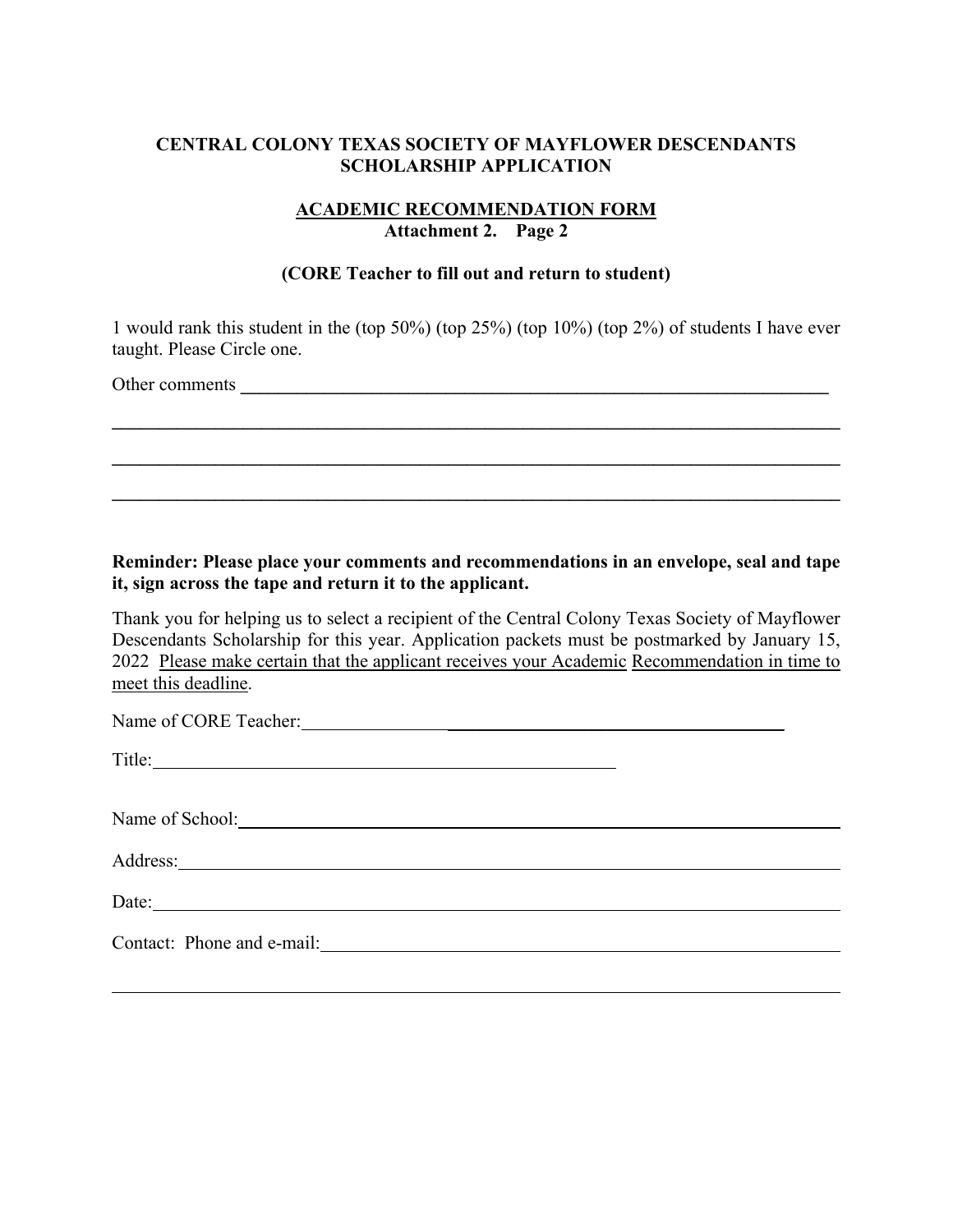**CENTRAL COLONY TEXAS SOCIETY OF MAYFLOWER DESCENDANTS**
**SCHOLARSHIP APPLICATION**

**ACADEMIC RECOMMENDATION FORM**
**Attachment 2. Page 2**

**(CORE Teacher to fill out and return to student)**

1 would rank this student in the (top 50%) (top 25%) (top 10%) (top 2%) of students I have ever taught. Please Circle one.

Other comments ___________________________________________________________________

___________________________________________________________________________________

___________________________________________________________________________________

___________________________________________________________________________________

**Reminder: Please place your comments and recommendations in an envelope, seal and tape it, sign across the tape and return it to the applicant.**

Thank you for helping us to select a recipient of the Central Colony Texas Society of Mayflower Descendants Scholarship for this year. Application packets must be postmarked by January 15, 2022 Please make certain that the applicant receives your Academic Recommendation in time to meet this deadline.

Name of CORE Teacher: ________________________________________________

Title: ______________________________________________

Name of School: ____________________________________________________________

Address: __________________________________________________________________

Date: _____________________________________________________________________

Contact: Phone and e-mail: __________________________________________________

___________________________________________________________________________________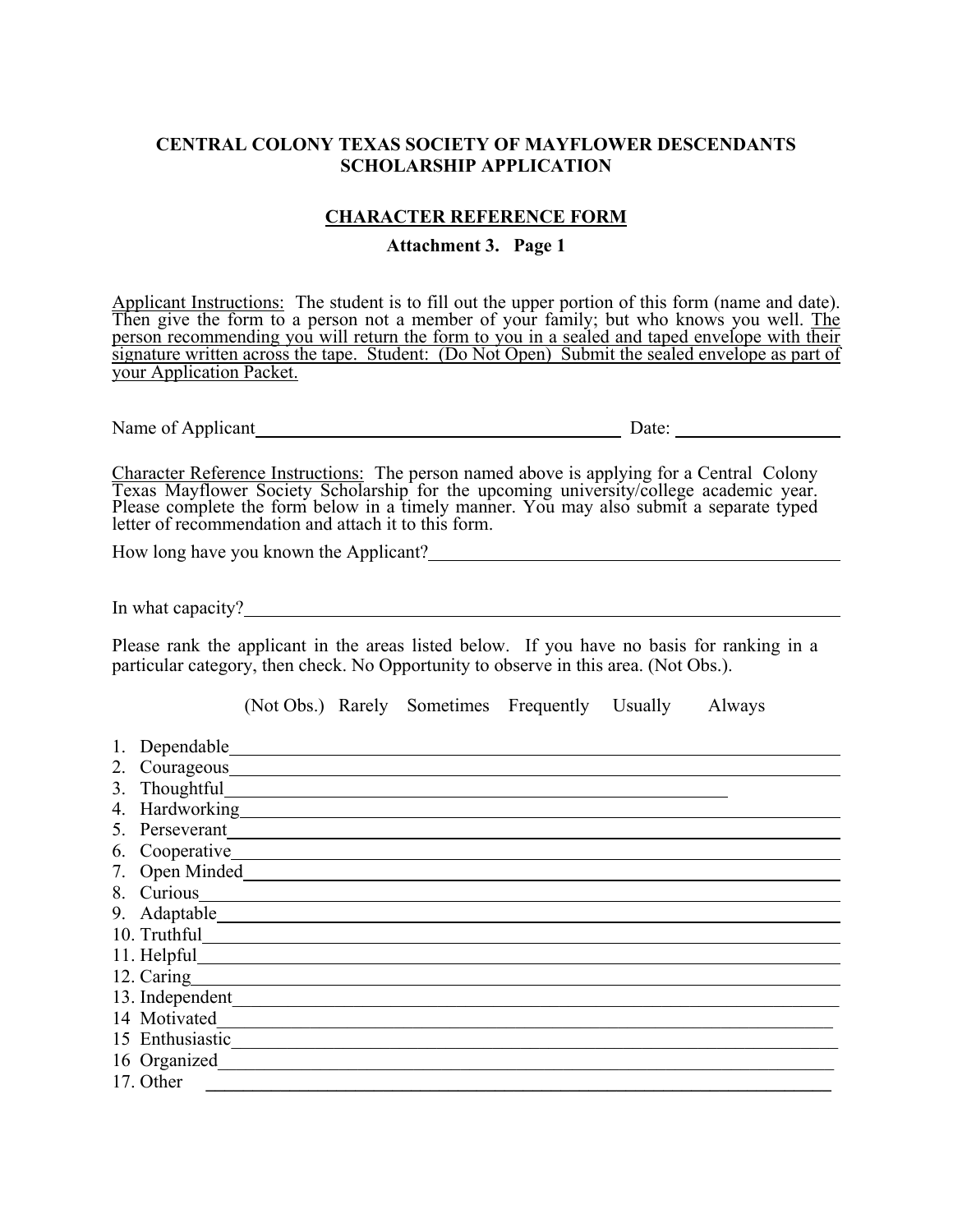# CENTRAL COLONY TEXAS SOCIETY OF MAYFLOWER DESCENDANTS
# SCHOLARSHIP APPLICATION

## CHARACTER REFERENCE FORM

**Attachment 3. Page 1**

Applicant Instructions: The student is to fill out the upper portion of this form (name and date). Then give the form to a person not a member of your family; but who knows you well. The person recommending you will return the form to you in a sealed and taped envelope with their signature written across the tape. Student: (Do Not Open) Submit the sealed envelope as part of your Application Packet.

Name of Applicant\_\_\_\_\_\_\_\_\_\_\_\_\_\_\_\_\_\_\_\_\_\_\_\_\_\_\_\_\_\_\_\_\_\_\_\_\_\_\_\_ Date: \_\_\_\_\_\_\_\_\_\_\_\_\_\_\_\_\_\_

Character Reference Instructions: The person named above is applying for a Central Colony Texas Mayflower Society Scholarship for the upcoming university/college academic year. Please complete the form below in a timely manner. You may also submit a separate typed letter of recommendation and attach it to this form.

How long have you known the Applicant?\_\_\_\_\_\_\_\_\_\_\_\_\_\_\_\_\_\_\_\_\_\_\_\_\_\_\_\_\_\_\_\_\_\_\_\_\_\_\_\_\_\_\_\_\_\_

In what capacity?\_\_\_\_\_\_\_\_\_\_\_\_\_\_\_\_\_\_\_\_\_\_\_\_\_\_\_\_\_\_\_\_\_\_\_\_\_\_\_\_\_\_\_\_\_\_\_\_\_\_\_\_\_\_\_\_\_\_\_\_\_\_\_\_

Please rank the applicant in the areas listed below. If you have no basis for ranking in a particular category, then check. No Opportunity to observe in this area. (Not Obs.).

| | (Not Obs.) | Rarely | Sometimes | Frequently | Usually | Always |
|---|---|---|---|---|---|---|
| 1. Dependable | | | | | | |
| 2. Courageous | | | | | | |
| 3. Thoughtful | | | | | | |
| 4. Hardworking | | | | | | |
| 5. Perseverant | | | | | | |
| 6. Cooperative | | | | | | |
| 7. Open Minded | | | | | | |
| 8. Curious | | | | | | |
| 9. Adaptable | | | | | | |
| 10. Truthful | | | | | | |
| 11. Helpful | | | | | | |
| 12. Caring | | | | | | |
| 13. Independent | | | | | | |
| 14 Motivated | | | | | | |
| 15 Enthusiastic | | | | | | |
| 16 Organized | | | | | | |
| 17. Other | | | | | | |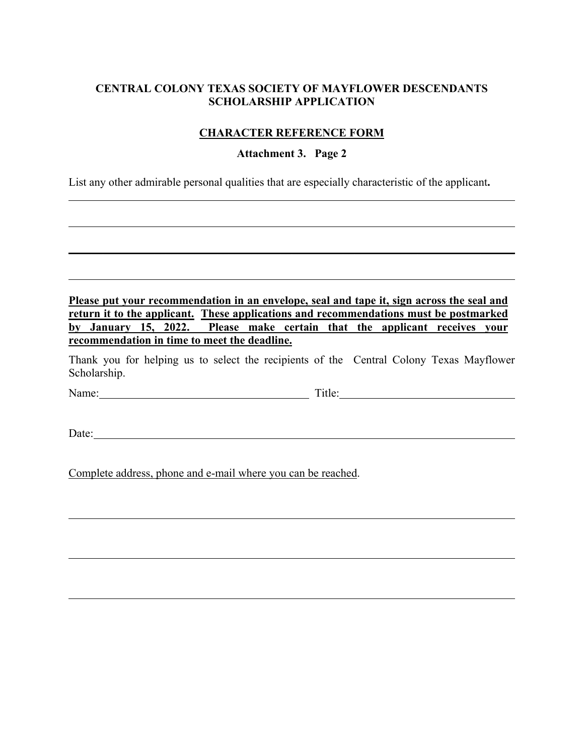**CENTRAL COLONY TEXAS SOCIETY OF MAYFLOWER DESCENDANTS**
**SCHOLARSHIP APPLICATION**

**CHARACTER REFERENCE FORM**

**Attachment 3. Page 2**

List any other admirable personal qualities that are especially characteristic of the applicant**.**

\_\_\_\_\_\_\_\_\_\_\_\_\_\_\_\_\_\_\_\_\_\_\_\_\_\_\_\_\_\_\_\_\_\_\_\_\_\_\_\_\_\_\_\_\_\_\_\_\_\_\_\_\_\_\_\_\_\_\_\_\_\_\_\_\_\_\_\_\_\_\_\_

\_\_\_\_\_\_\_\_\_\_\_\_\_\_\_\_\_\_\_\_\_\_\_\_\_\_\_\_\_\_\_\_\_\_\_\_\_\_\_\_\_\_\_\_\_\_\_\_\_\_\_\_\_\_\_\_\_\_\_\_\_\_\_\_\_\_\_\_\_\_\_\_

\_\_\_\_\_\_\_\_\_\_\_\_\_\_\_\_\_\_\_\_\_\_\_\_\_\_\_\_\_\_\_\_\_\_\_\_\_\_\_\_\_\_\_\_\_\_\_\_\_\_\_\_\_\_\_\_\_\_\_\_\_\_\_\_\_\_\_\_\_\_\_\_

\_\_\_\_\_\_\_\_\_\_\_\_\_\_\_\_\_\_\_\_\_\_\_\_\_\_\_\_\_\_\_\_\_\_\_\_\_\_\_\_\_\_\_\_\_\_\_\_\_\_\_\_\_\_\_\_\_\_\_\_\_\_\_\_\_\_\_\_\_\_\_\_

**Please put your recommendation in an envelope, seal and tape it, sign across the seal and return it to the applicant. These applications and recommendations must be postmarked by January 15, 2022. Please make certain that the applicant receives your recommendation in time to meet the deadline.**

Thank you for helping us to select the recipients of the Central Colony Texas Mayflower Scholarship.

Name:\_\_\_\_\_\_\_\_\_\_\_\_\_\_\_\_\_\_\_\_\_\_\_\_\_\_\_\_\_\_\_\_\_\_\_\_ Title:\_\_\_\_\_\_\_\_\_\_\_\_\_\_\_\_\_\_\_\_\_\_\_\_\_\_\_\_\_\_

Date:\_\_\_\_\_\_\_\_\_\_\_\_\_\_\_\_\_\_\_\_\_\_\_\_\_\_\_\_\_\_\_\_\_\_\_\_\_\_\_\_\_\_\_\_\_\_\_\_\_\_\_\_\_\_\_\_\_\_\_\_\_\_\_\_\_\_\_\_\_

Complete address, phone and e-mail where you can be reached.

\_\_\_\_\_\_\_\_\_\_\_\_\_\_\_\_\_\_\_\_\_\_\_\_\_\_\_\_\_\_\_\_\_\_\_\_\_\_\_\_\_\_\_\_\_\_\_\_\_\_\_\_\_\_\_\_\_\_\_\_\_\_\_\_\_\_\_\_\_\_\_\_

\_\_\_\_\_\_\_\_\_\_\_\_\_\_\_\_\_\_\_\_\_\_\_\_\_\_\_\_\_\_\_\_\_\_\_\_\_\_\_\_\_\_\_\_\_\_\_\_\_\_\_\_\_\_\_\_\_\_\_\_\_\_\_\_\_\_\_\_\_\_\_\_

\_\_\_\_\_\_\_\_\_\_\_\_\_\_\_\_\_\_\_\_\_\_\_\_\_\_\_\_\_\_\_\_\_\_\_\_\_\_\_\_\_\_\_\_\_\_\_\_\_\_\_\_\_\_\_\_\_\_\_\_\_\_\_\_\_\_\_\_\_\_\_\_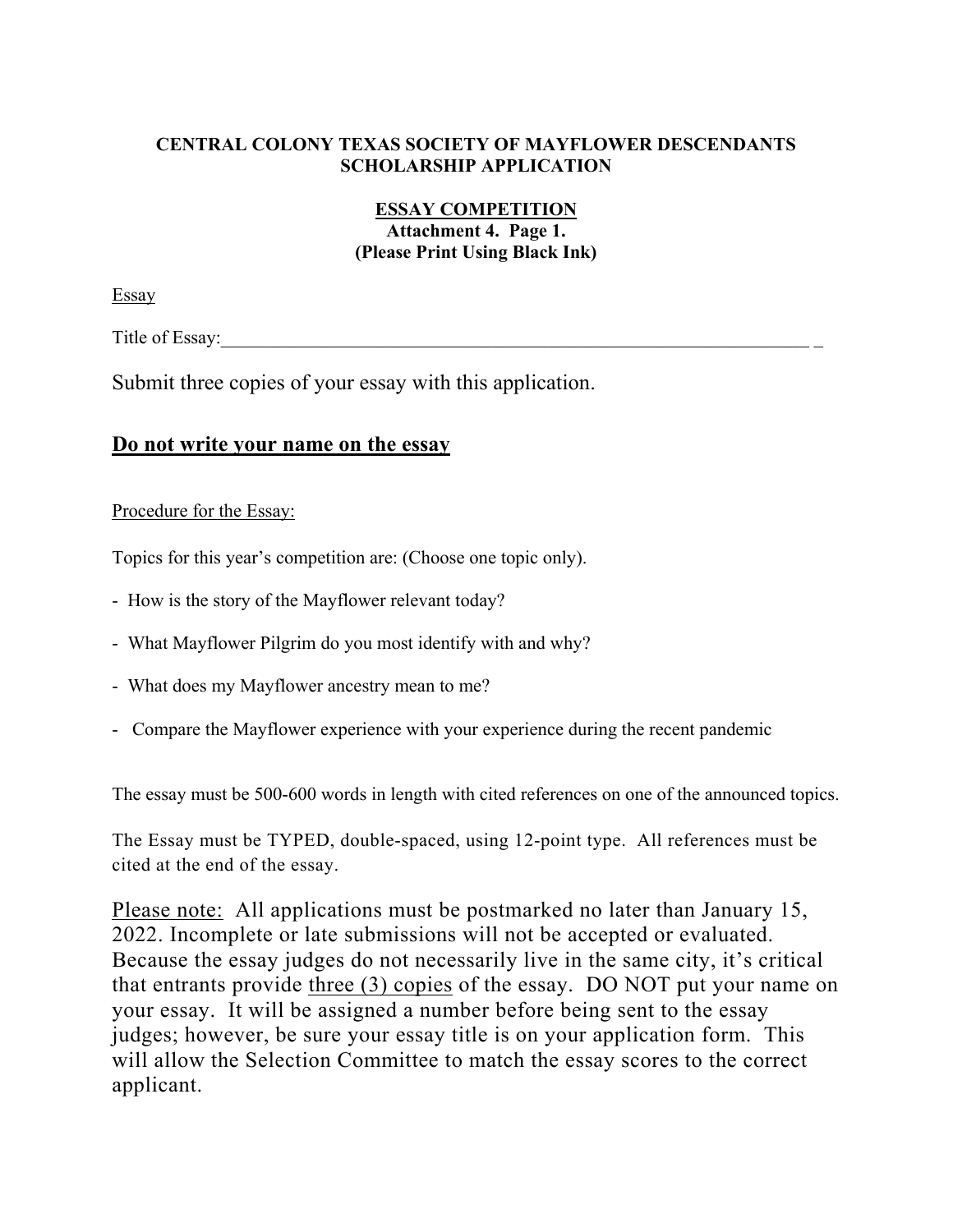**CENTRAL COLONY TEXAS SOCIETY OF MAYFLOWER DESCENDANTS**
**SCHOLARSHIP APPLICATION**

**ESSAY COMPETITION**
**Attachment 4. Page 1.**
**(Please Print Using Black Ink)**

Essay

Title of Essay:_________________________________________________________________ _

Submit three copies of your essay with this application.

**Do not write your name on the essay**

Procedure for the Essay:

Topics for this year's competition are: (Choose one topic only).

- How is the story of the Mayflower relevant today?
- What Mayflower Pilgrim do you most identify with and why?
- What does my Mayflower ancestry mean to me?
- Compare the Mayflower experience with your experience during the recent pandemic

The essay must be 500-600 words in length with cited references on one of the announced topics.

The Essay must be TYPED, double-spaced, using 12-point type. All references must be cited at the end of the essay.

Please note: All applications must be postmarked no later than January 15, 2022. Incomplete or late submissions will not be accepted or evaluated. Because the essay judges do not necessarily live in the same city, it's critical that entrants provide three (3) copies of the essay. DO NOT put your name on your essay. It will be assigned a number before being sent to the essay judges; however, be sure your essay title is on your application form. This will allow the Selection Committee to match the essay scores to the correct applicant.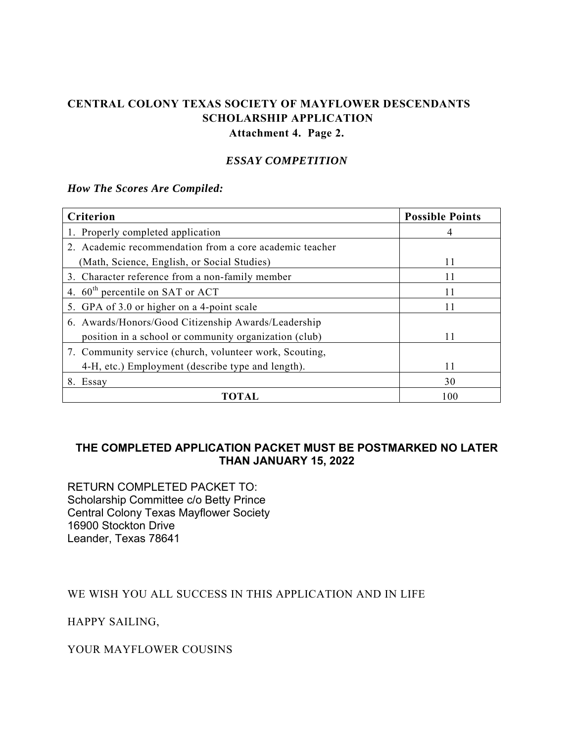# CENTRAL COLONY TEXAS SOCIETY OF MAYFLOWER DESCENDANTS
# SCHOLARSHIP APPLICATION
## Attachment 4. Page 2.

### *ESSAY COMPETITION*

***How The Scores Are Compiled:***

| Criterion | Possible Points |
|---|---|
| 1. Properly completed application | 4 |
| 2. Academic recommendation from a core academic teacher (Math, Science, English, or Social Studies) | 11 |
| 3. Character reference from a non-family member | 11 |
| 4. 60th percentile on SAT or ACT | 11 |
| 5. GPA of 3.0 or higher on a 4-point scale | 11 |
| 6. Awards/Honors/Good Citizenship Awards/Leadership position in a school or community organization (club) | 11 |
| 7. Community service (church, volunteer work, Scouting, 4-H, etc.) Employment (describe type and length). | 11 |
| 8. Essay | 30 |
| **TOTAL** | 100 |

**THE COMPLETED APPLICATION PACKET MUST BE POSTMARKED NO LATER THAN JANUARY 15, 2022**

RETURN COMPLETED PACKET TO:
Scholarship Committee c/o Betty Prince
Central Colony Texas Mayflower Society
16900 Stockton Drive
Leander, Texas 78641

WE WISH YOU ALL SUCCESS IN THIS APPLICATION AND IN LIFE

HAPPY SAILING,

YOUR MAYFLOWER COUSINS